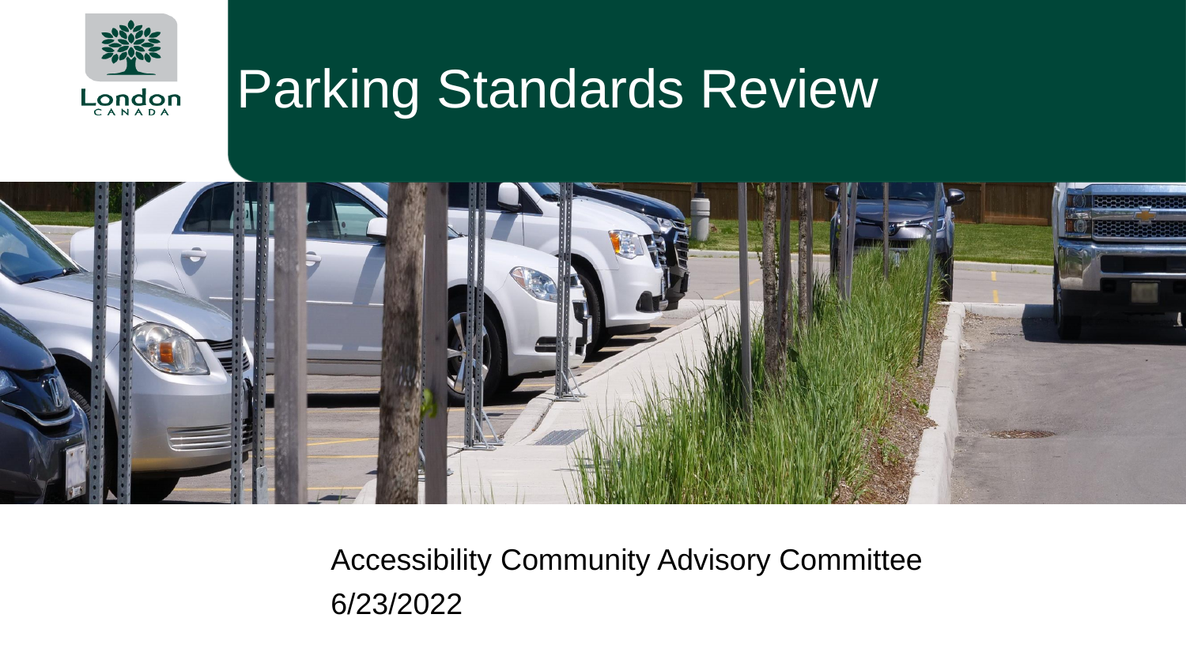# Parking Standards Review

Accessibility Community Advisory Committee

6/23/2022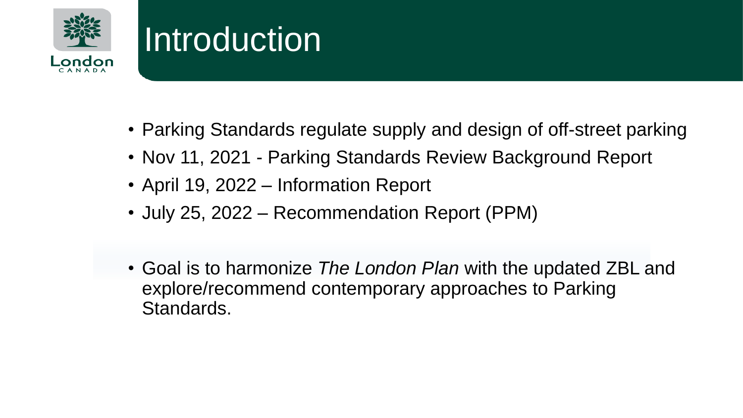# Introduction

- Parking Standards regulate supply and design of off-street parking
- Nov 11, 2021 - Parking Standards Review Background Report
- April 19, 2022 – Information Report
- July 25, 2022 – Recommendation Report (PPM)

- Goal is to harmonize *The London Plan* with the updated ZBL and explore/recommend contemporary approaches to Parking Standards.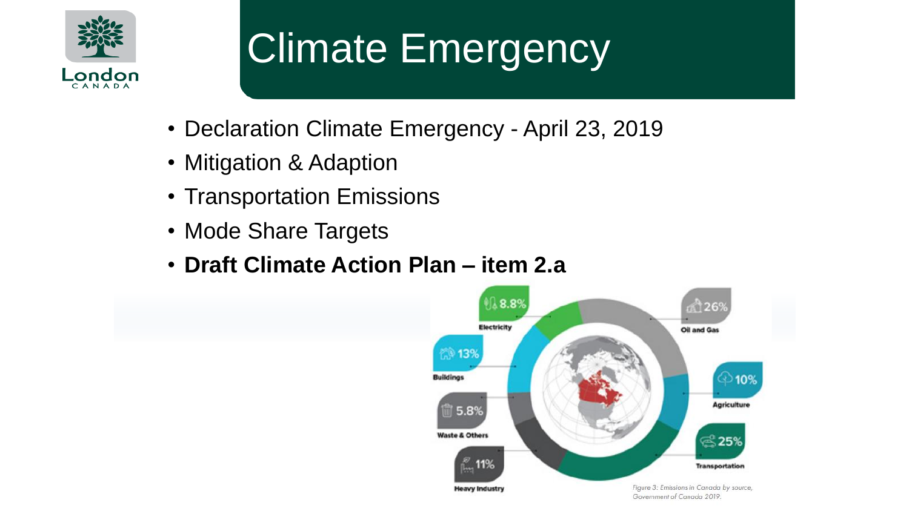# Climate Emergency

- Declaration Climate Emergency - April 23, 2019
- Mitigation & Adaption
- Transportation Emissions
- Mode Share Targets
- **Draft Climate Action Plan – item 2.a**

8.8% Electricity

26% Oil and Gas

13% Buildings

10% Agriculture

5.8% Waste & Others

25% Transportation

11% Heavy Industry

*Figure 3: Emissions in Canada by source, Government of Canada 2019.*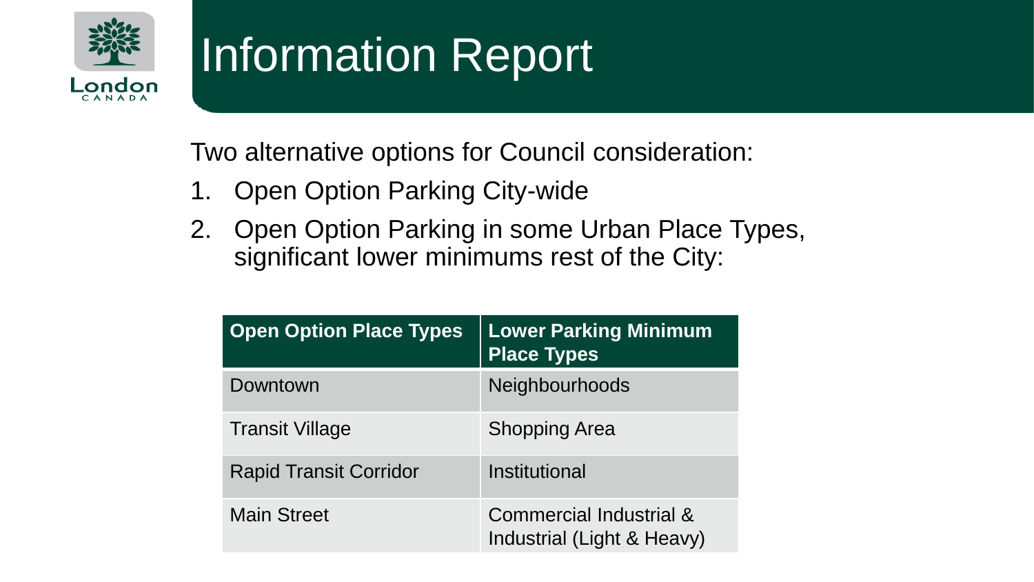# Information Report

Two alternative options for Council consideration:

1. Open Option Parking City-wide
2. Open Option Parking in some Urban Place Types, significant lower minimums rest of the City:

| Open Option Place Types | Lower Parking Minimum Place Types |
|---|---|
| Downtown | Neighbourhoods |
| Transit Village | Shopping Area |
| Rapid Transit Corridor | Institutional |
| Main Street | Commercial Industrial & Industrial (Light & Heavy) |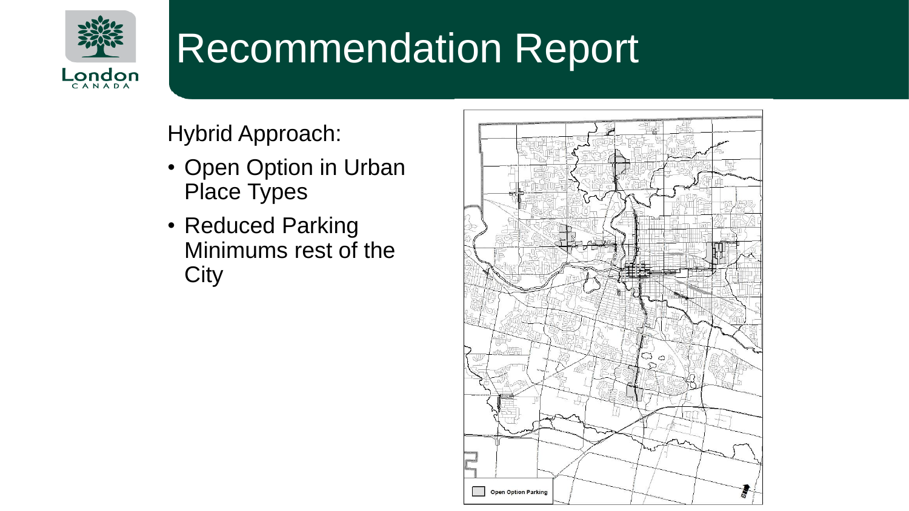# Recommendation Report

Hybrid Approach:

- Open Option in Urban Place Types
- Reduced Parking Minimums rest of the City

Open Option Parking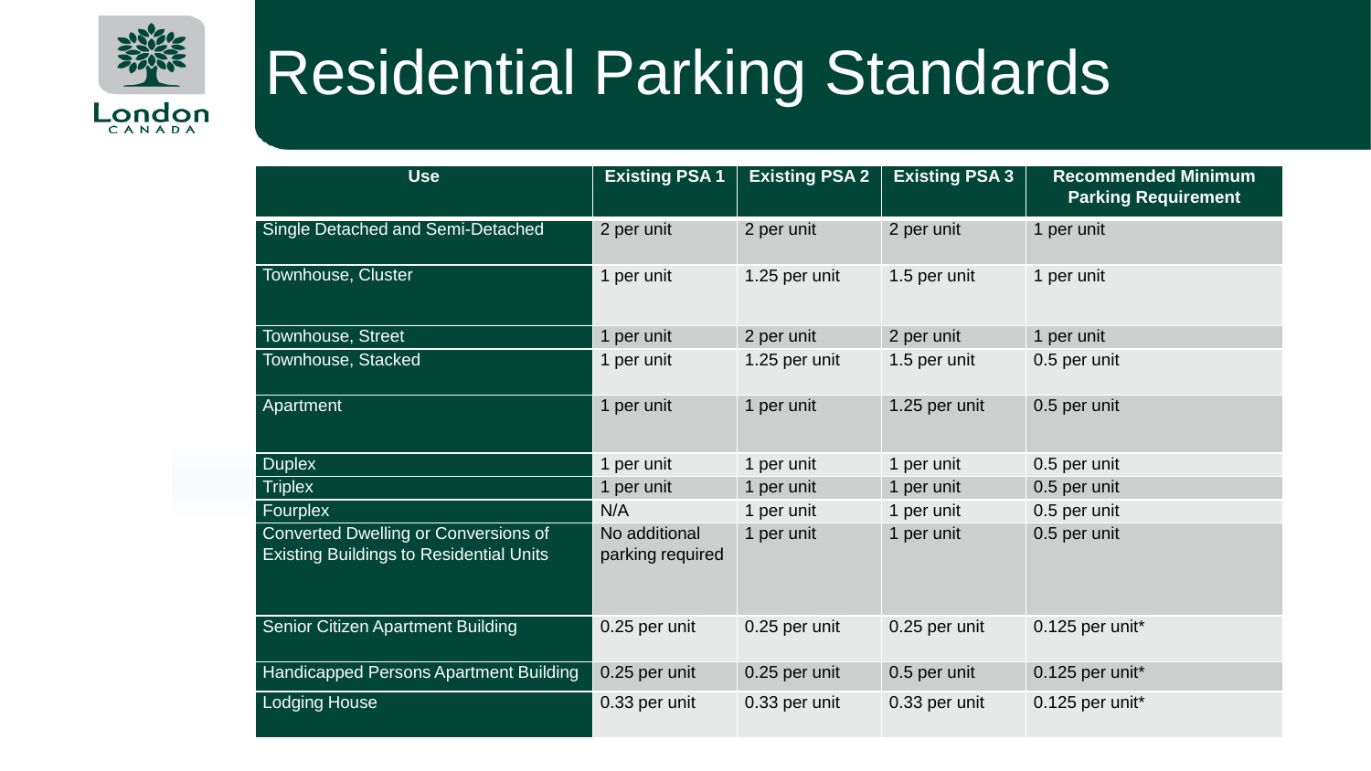# Residential Parking Standards

| Use | Existing PSA 1 | Existing PSA 2 | Existing PSA 3 | Recommended Minimum Parking Requirement |
| --- | --- | --- | --- | --- |
| Single Detached and Semi-Detached | 2 per unit | 2 per unit | 2 per unit | 1 per unit |
| Townhouse, Cluster | 1 per unit | 1.25 per unit | 1.5 per unit | 1 per unit |
| Townhouse, Street | 1 per unit | 2 per unit | 2 per unit | 1 per unit |
| Townhouse, Stacked | 1 per unit | 1.25 per unit | 1.5 per unit | 0.5 per unit |
| Apartment | 1 per unit | 1 per unit | 1.25 per unit | 0.5 per unit |
| Duplex | 1 per unit | 1 per unit | 1 per unit | 0.5 per unit |
| Triplex | 1 per unit | 1 per unit | 1 per unit | 0.5 per unit |
| Fourplex | N/A | 1 per unit | 1 per unit | 0.5 per unit |
| Converted Dwelling or Conversions of Existing Buildings to Residential Units | No additional parking required | 1 per unit | 1 per unit | 0.5 per unit |
| Senior Citizen Apartment Building | 0.25 per unit | 0.25 per unit | 0.25 per unit | 0.125 per unit* |
| Handicapped Persons Apartment Building | 0.25 per unit | 0.25 per unit | 0.5 per unit | 0.125 per unit* |
| Lodging House | 0.33 per unit | 0.33 per unit | 0.33 per unit | 0.125 per unit* |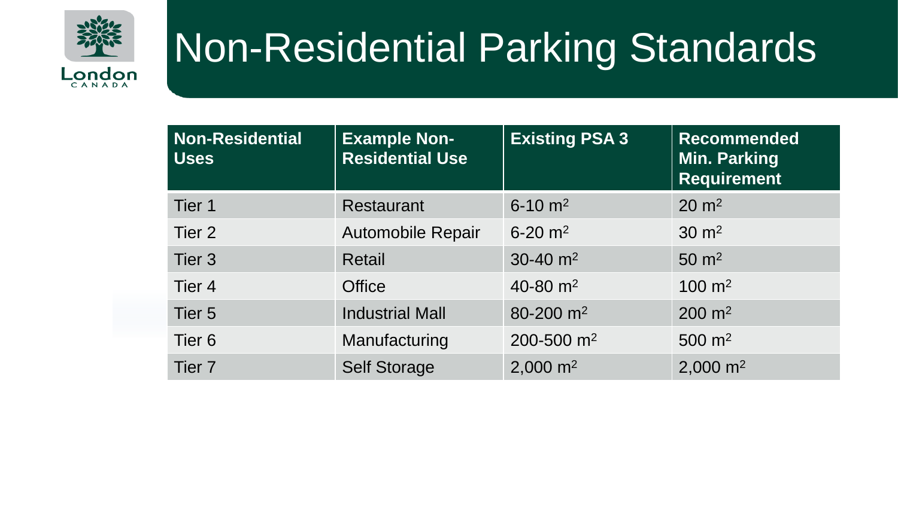# Non-Residential Parking Standards

| Non-Residential Uses | Example Non-Residential Use | Existing PSA 3 | Recommended Min. Parking Requirement |
|---|---|---|---|
| Tier 1 | Restaurant | 6-10 $m^2$ | 20 $m^2$ |
| Tier 2 | Automobile Repair | 6-20 $m^2$ | 30 $m^2$ |
| Tier 3 | Retail | 30-40 $m^2$ | 50 $m^2$ |
| Tier 4 | Office | 40-80 $m^2$ | 100 $m^2$ |
| Tier 5 | Industrial Mall | 80-200 $m^2$ | 200 $m^2$ |
| Tier 6 | Manufacturing | 200-500 $m^2$ | 500 $m^2$ |
| Tier 7 | Self Storage | 2,000 $m^2$ | 2,000 $m^2$ |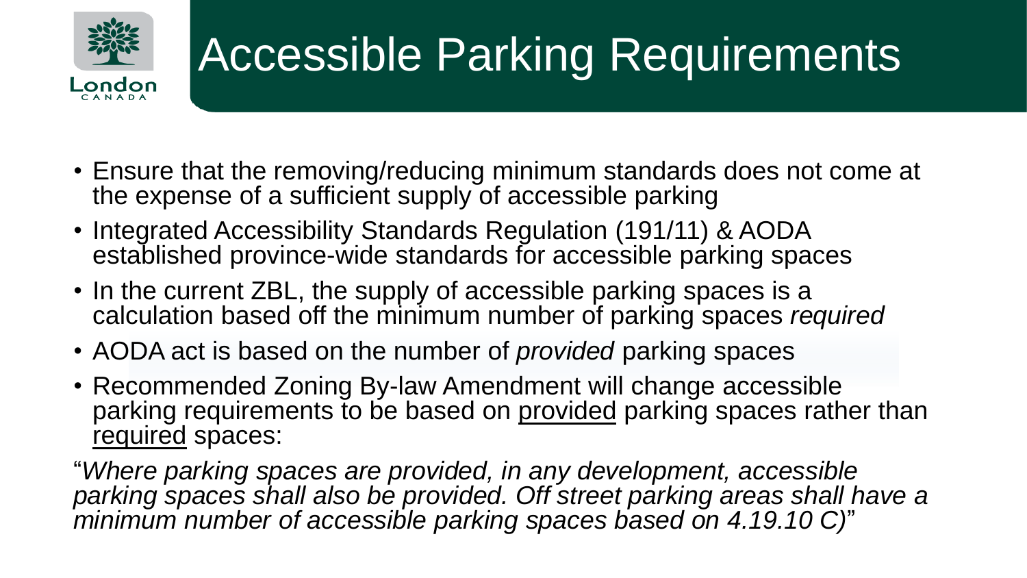# Accessible Parking Requirements

- Ensure that the removing/reducing minimum standards does not come at the expense of a sufficient supply of accessible parking
- Integrated Accessibility Standards Regulation (191/11) & AODA established province-wide standards for accessible parking spaces
- In the current ZBL, the supply of accessible parking spaces is a calculation based off the minimum number of parking spaces *required*
- AODA act is based on the number of *provided* parking spaces
- Recommended Zoning By-law Amendment will change accessible parking requirements to be based on <u>provided</u> parking spaces rather than <u>required</u> spaces:

"*Where parking spaces are provided, in any development, accessible parking spaces shall also be provided. Off street parking areas shall have a minimum number of accessible parking spaces based on 4.19.10 C)*"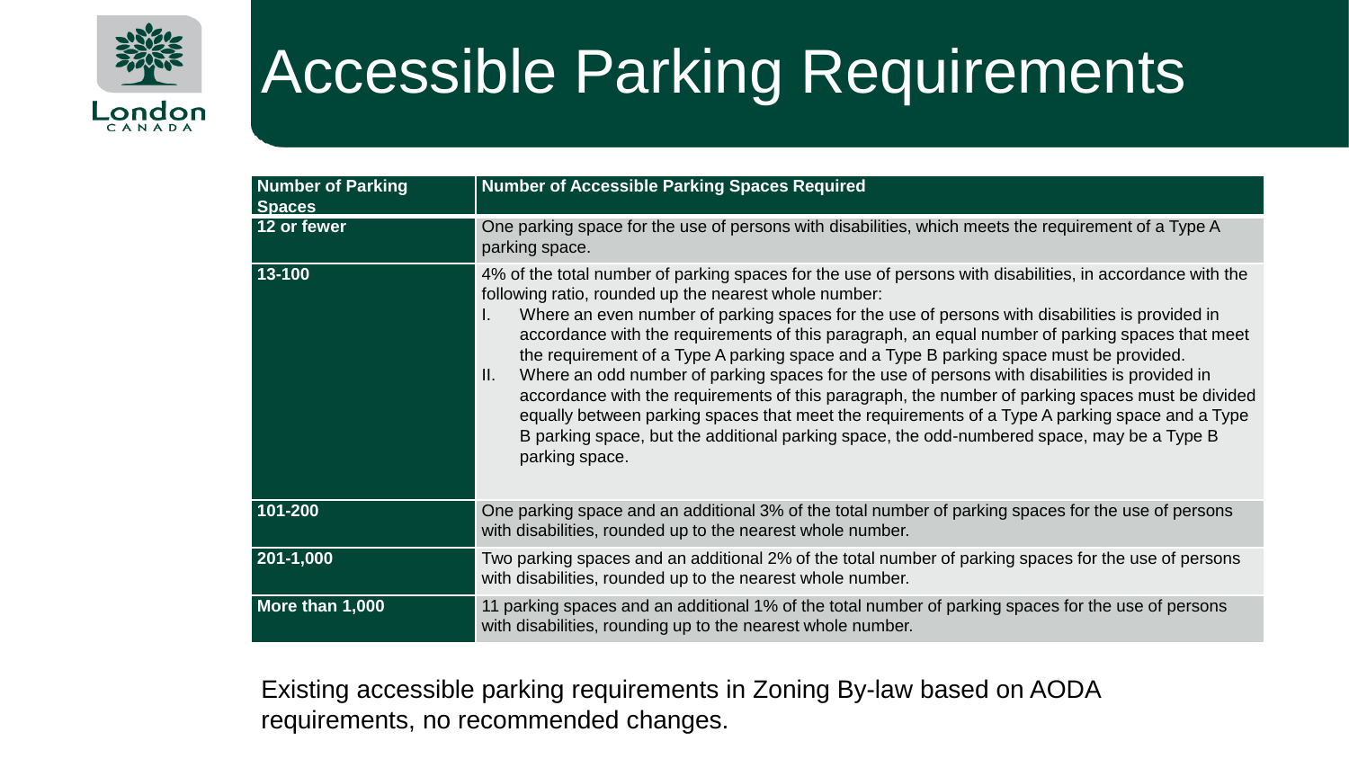# Accessible Parking Requirements

| Number of Parking Spaces | Number of Accessible Parking Spaces Required |
|---|---|
| 12 or fewer | One parking space for the use of persons with disabilities, which meets the requirement of a Type A parking space. |
| 13-100 | 4% of the total number of parking spaces for the use of persons with disabilities, in accordance with the following ratio, rounded up the nearest whole number:<br>I. Where an even number of parking spaces for the use of persons with disabilities is provided in accordance with the requirements of this paragraph, an equal number of parking spaces that meet the requirement of a Type A parking space and a Type B parking space must be provided.<br>II. Where an odd number of parking spaces for the use of persons with disabilities is provided in accordance with the requirements of this paragraph, the number of parking spaces must be divided equally between parking spaces that meet the requirements of a Type A parking space and a Type B parking space, but the additional parking space, the odd-numbered space, may be a Type B parking space. |
| 101-200 | One parking space and an additional 3% of the total number of parking spaces for the use of persons with disabilities, rounded up to the nearest whole number. |
| 201-1,000 | Two parking spaces and an additional 2% of the total number of parking spaces for the use of persons with disabilities, rounded up to the nearest whole number. |
| More than 1,000 | 11 parking spaces and an additional 1% of the total number of parking spaces for the use of persons with disabilities, rounding up to the nearest whole number. |

Existing accessible parking requirements in Zoning By-law based on AODA requirements, no recommended changes.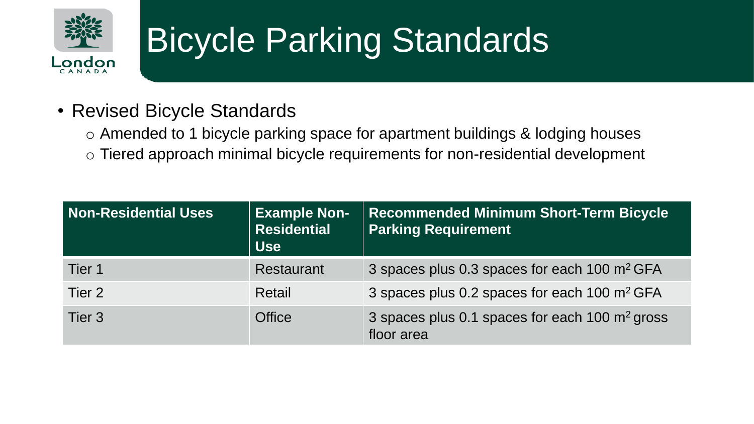# Bicycle Parking Standards

- Revised Bicycle Standards
  - Amended to 1 bicycle parking space for apartment buildings & lodging houses
  - Tiered approach minimal bicycle requirements for non-residential development

| Non-Residential Uses | Example Non-Residential Use | Recommended Minimum Short-Term Bicycle Parking Requirement |
|---|---|---|
| Tier 1 | Restaurant | 3 spaces plus 0.3 spaces for each 100 $m^2$ GFA |
| Tier 2 | Retail | 3 spaces plus 0.2 spaces for each 100 $m^2$ GFA |
| Tier 3 | Office | 3 spaces plus 0.1 spaces for each 100 $m^2$ gross floor area |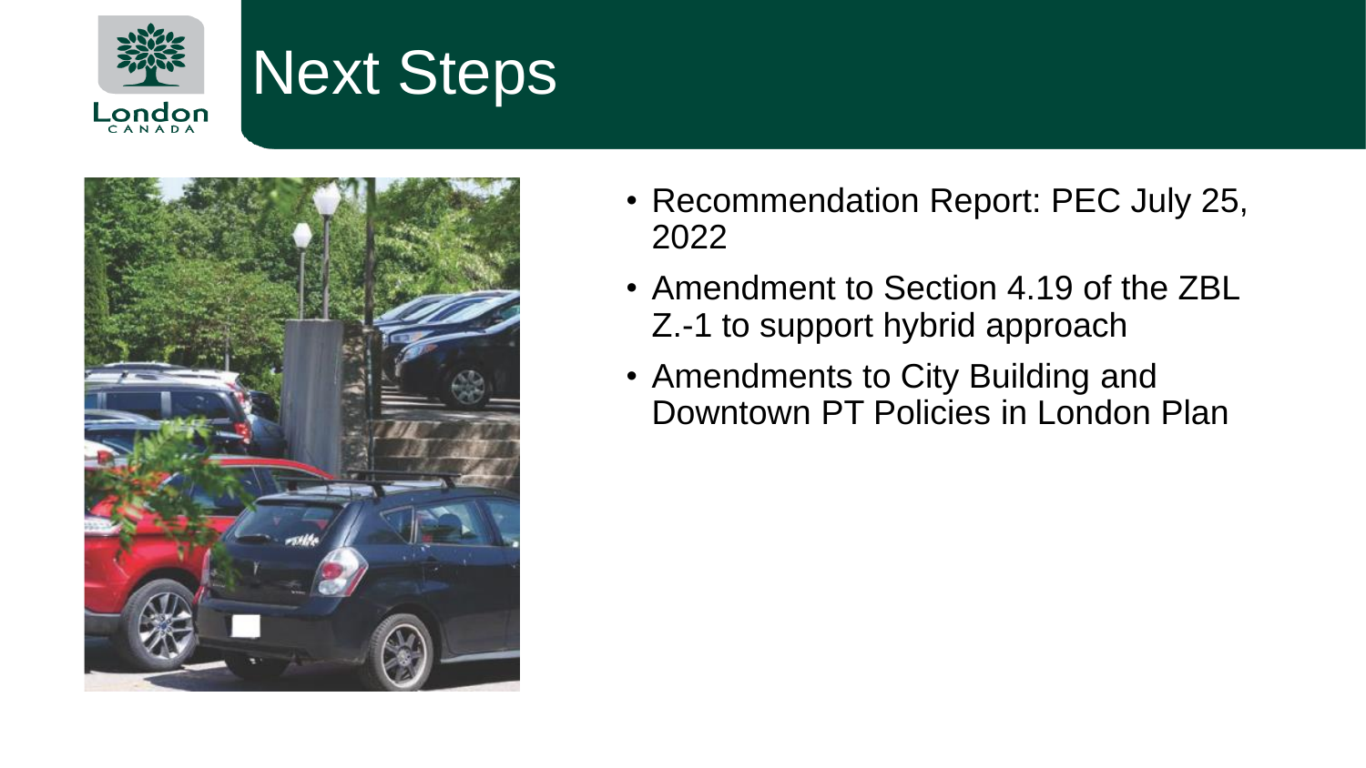# Next Steps

- Recommendation Report: PEC July 25, 2022
- Amendment to Section 4.19 of the ZBL Z.-1 to support hybrid approach
- Amendments to City Building and Downtown PT Policies in London Plan